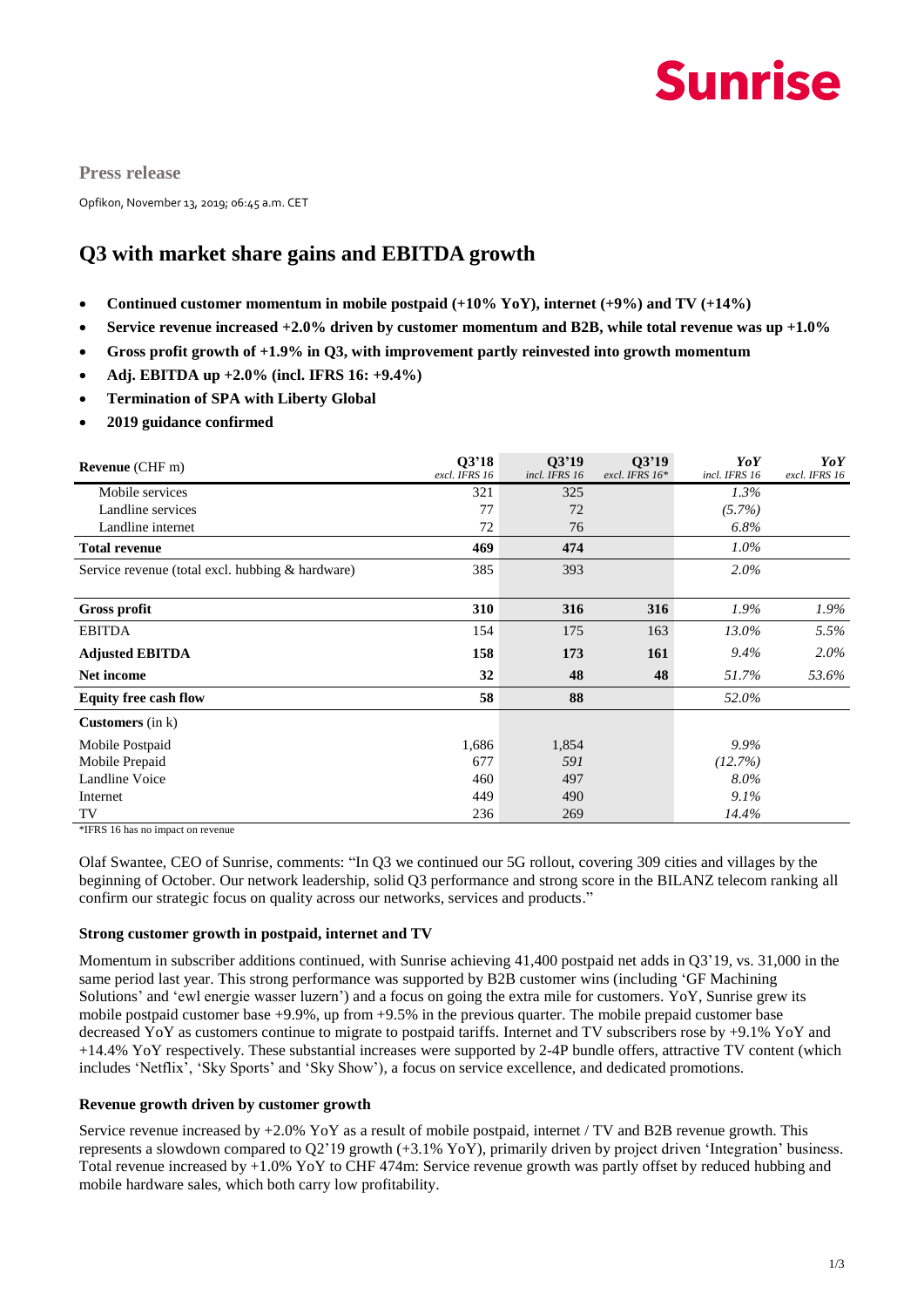Sunrise

**Press release**

Opfikon, November 13, 2019; 06:45 a.m. CET

# Q3 with market share gains and EBITDA growth

- **Continued customer momentum in mobile postpaid (+10% YoY), internet (+9%) and TV (+14%)**
- **Service revenue increased +2.0% driven by customer momentum and B2B, while total revenue was up +1.0%**
- **Gross profit growth of +1.9% in Q3, with improvement partly reinvested into growth momentum**
- **Adj. EBITDA up +2.0% (incl. IFRS 16: +9.4%)**
- **Termination of SPA with Liberty Global**
- **2019 guidance confirmed**

| **Revenue** (CHF m) | **Q3'18** *excl. IFRS 16* | **Q3'19** *incl. IFRS 16* | **Q3'19** *excl. IFRS 16\** | ***YoY*** *incl. IFRS 16* | ***YoY*** *excl. IFRS 16* |
|---|---|---|---|---|---|
| Mobile services | 321 | 325 | | *1.3%* | |
| Landline services | 77 | 72 | | *(5.7%)* | |
| Landline internet | 72 | 76 | | *6.8%* | |
| **Total revenue** | **469** | **474** | | *1.0%* | |
| Service revenue (total excl. hubbing & hardware) | 385 | 393 | | *2.0%* | |
| **Gross profit** | **310** | **316** | **316** | *1.9%* | *1.9%* |
| EBITDA | 154 | 175 | 163 | *13.0%* | *5.5%* |
| **Adjusted EBITDA** | **158** | **173** | **161** | *9.4%* | *2.0%* |
| **Net income** | **32** | **48** | **48** | *51.7%* | *53.6%* |
| **Equity free cash flow** | **58** | **88** | | *52.0%* | |
| **Customers** (in k) | | | | | |
| Mobile Postpaid | 1,686 | 1,854 | | *9.9%* | |
| Mobile Prepaid | 677 | *591* | | *(12.7%)* | |
| Landline Voice | 460 | 497 | | *8.0%* | |
| Internet | 449 | 490 | | *9.1%* | |
| TV | 236 | 269 | | *14.4%* | |

\*IFRS 16 has no impact on revenue

Olaf Swantee, CEO of Sunrise, comments: "In Q3 we continued our 5G rollout, covering 309 cities and villages by the beginning of October. Our network leadership, solid Q3 performance and strong score in the BILANZ telecom ranking all confirm our strategic focus on quality across our networks, services and products."

**Strong customer growth in postpaid, internet and TV**

Momentum in subscriber additions continued, with Sunrise achieving 41,400 postpaid net adds in Q3'19, vs. 31,000 in the same period last year. This strong performance was supported by B2B customer wins (including 'GF Machining Solutions' and 'ewl energie wasser luzern') and a focus on going the extra mile for customers. YoY, Sunrise grew its mobile postpaid customer base +9.9%, up from +9.5% in the previous quarter. The mobile prepaid customer base decreased YoY as customers continue to migrate to postpaid tariffs. Internet and TV subscribers rose by +9.1% YoY and +14.4% YoY respectively. These substantial increases were supported by 2-4P bundle offers, attractive TV content (which includes 'Netflix', 'Sky Sports' and 'Sky Show'), a focus on service excellence, and dedicated promotions.

**Revenue growth driven by customer growth**

Service revenue increased by +2.0% YoY as a result of mobile postpaid, internet / TV and B2B revenue growth. This represents a slowdown compared to Q2'19 growth (+3.1% YoY), primarily driven by project driven 'Integration' business. Total revenue increased by +1.0% YoY to CHF 474m: Service revenue growth was partly offset by reduced hubbing and mobile hardware sales, which both carry low profitability.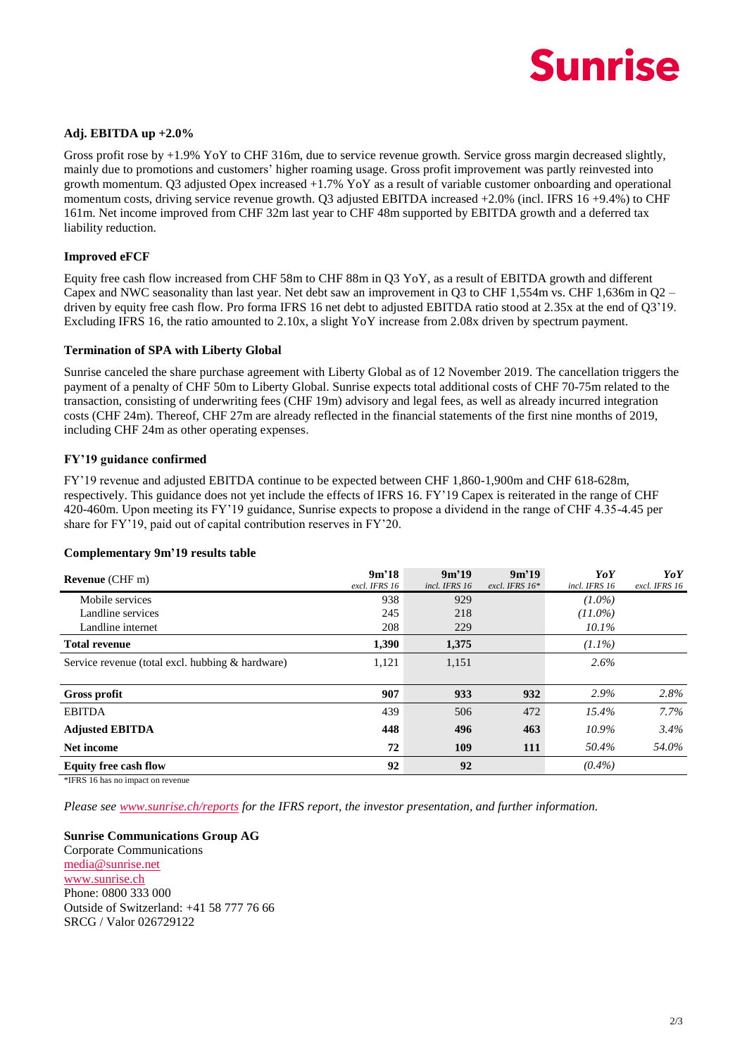### Adj. EBITDA up +2.0%

Gross profit rose by +1.9% YoY to CHF 316m, due to service revenue growth. Service gross margin decreased slightly, mainly due to promotions and customers' higher roaming usage. Gross profit improvement was partly reinvested into growth momentum. Q3 adjusted Opex increased +1.7% YoY as a result of variable customer onboarding and operational momentum costs, driving service revenue growth. Q3 adjusted EBITDA increased +2.0% (incl. IFRS 16 +9.4%) to CHF 161m. Net income improved from CHF 32m last year to CHF 48m supported by EBITDA growth and a deferred tax liability reduction.

### Improved eFCF

Equity free cash flow increased from CHF 58m to CHF 88m in Q3 YoY, as a result of EBITDA growth and different Capex and NWC seasonality than last year. Net debt saw an improvement in Q3 to CHF 1,554m vs. CHF 1,636m in Q2 – driven by equity free cash flow. Pro forma IFRS 16 net debt to adjusted EBITDA ratio stood at 2.35x at the end of Q3'19. Excluding IFRS 16, the ratio amounted to 2.10x, a slight YoY increase from 2.08x driven by spectrum payment.

### Termination of SPA with Liberty Global

Sunrise canceled the share purchase agreement with Liberty Global as of 12 November 2019. The cancellation triggers the payment of a penalty of CHF 50m to Liberty Global. Sunrise expects total additional costs of CHF 70-75m related to the transaction, consisting of underwriting fees (CHF 19m) advisory and legal fees, as well as already incurred integration costs (CHF 24m). Thereof, CHF 27m are already reflected in the financial statements of the first nine months of 2019, including CHF 24m as other operating expenses.

### FY'19 guidance confirmed

FY'19 revenue and adjusted EBITDA continue to be expected between CHF 1,860-1,900m and CHF 618-628m, respectively. This guidance does not yet include the effects of IFRS 16. FY'19 Capex is reiterated in the range of CHF 420-460m. Upon meeting its FY'19 guidance, Sunrise expects to propose a dividend in the range of CHF 4.35-4.45 per share for FY'19, paid out of capital contribution reserves in FY'20.

### Complementary 9m'19 results table

| **Revenue** (CHF m) | **9m'18** *excl. IFRS 16* | **9m'19** *incl. IFRS 16* | **9m'19** *excl. IFRS 16\** | ***YoY*** *incl. IFRS 16* | ***YoY*** *excl. IFRS 16* |
|---|---|---|---|---|---|
| Mobile services | 938 | 929 | | *(1.0%)* | |
| Landline services | 245 | 218 | | *(11.0%)* | |
| Landline internet | 208 | 229 | | *10.1%* | |
| **Total revenue** | **1,390** | **1,375** | | *(1.1%)* | |
| Service revenue (total excl. hubbing & hardware) | 1,121 | 1,151 | | *2.6%* | |
| **Gross profit** | **907** | **933** | **932** | *2.9%* | *2.8%* |
| EBITDA | 439 | 506 | 472 | *15.4%* | *7.7%* |
| **Adjusted EBITDA** | **448** | **496** | **463** | *10.9%* | *3.4%* |
| **Net income** | **72** | **109** | **111** | *50.4%* | *54.0%* |
| **Equity free cash flow** | **92** | **92** | | *(0.4%)* | |

*IFRS 16 has no impact on revenue

*Please see www.sunrise.ch/reports for the IFRS report, the investor presentation, and further information.*

**Sunrise Communications Group AG**
Corporate Communications
media@sunrise.net
www.sunrise.ch
Phone: 0800 333 000
Outside of Switzerland: +41 58 777 76 66
SRCG / Valor 026729122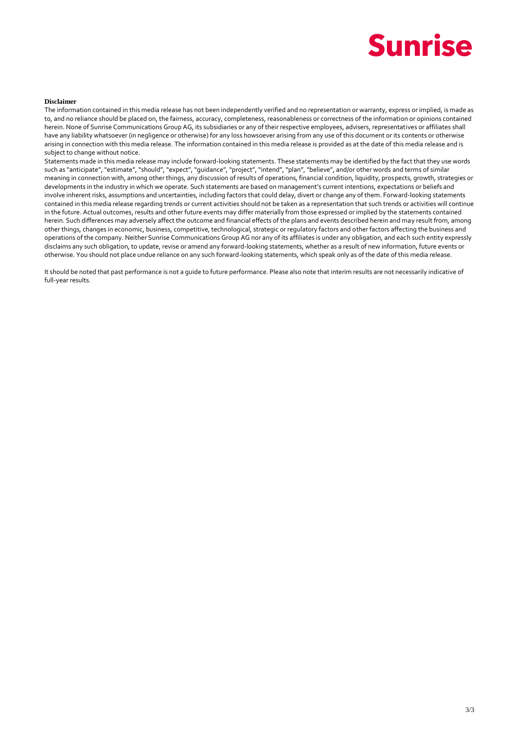**Disclaimer**

The information contained in this media release has not been independently verified and no representation or warranty, express or implied, is made as to, and no reliance should be placed on, the fairness, accuracy, completeness, reasonableness or correctness of the information or opinions contained herein. None of Sunrise Communications Group AG, its subsidiaries or any of their respective employees, advisers, representatives or affiliates shall have any liability whatsoever (in negligence or otherwise) for any loss howsoever arising from any use of this document or its contents or otherwise arising in connection with this media release. The information contained in this media release is provided as at the date of this media release and is subject to change without notice.

Statements made in this media release may include forward-looking statements. These statements may be identified by the fact that they use words such as "anticipate", "estimate", "should", "expect", "guidance", "project", "intend", "plan", "believe", and/or other words and terms of similar meaning in connection with, among other things, any discussion of results of operations, financial condition, liquidity, prospects, growth, strategies or developments in the industry in which we operate. Such statements are based on management's current intentions, expectations or beliefs and involve inherent risks, assumptions and uncertainties, including factors that could delay, divert or change any of them. Forward-looking statements contained in this media release regarding trends or current activities should not be taken as a representation that such trends or activities will continue in the future. Actual outcomes, results and other future events may differ materially from those expressed or implied by the statements contained herein. Such differences may adversely affect the outcome and financial effects of the plans and events described herein and may result from, among other things, changes in economic, business, competitive, technological, strategic or regulatory factors and other factors affecting the business and operations of the company. Neither Sunrise Communications Group AG nor any of its affiliates is under any obligation, and each such entity expressly disclaims any such obligation, to update, revise or amend any forward-looking statements, whether as a result of new information, future events or otherwise. You should not place undue reliance on any such forward-looking statements, which speak only as of the date of this media release.

It should be noted that past performance is not a guide to future performance. Please also note that interim results are not necessarily indicative of full-year results.